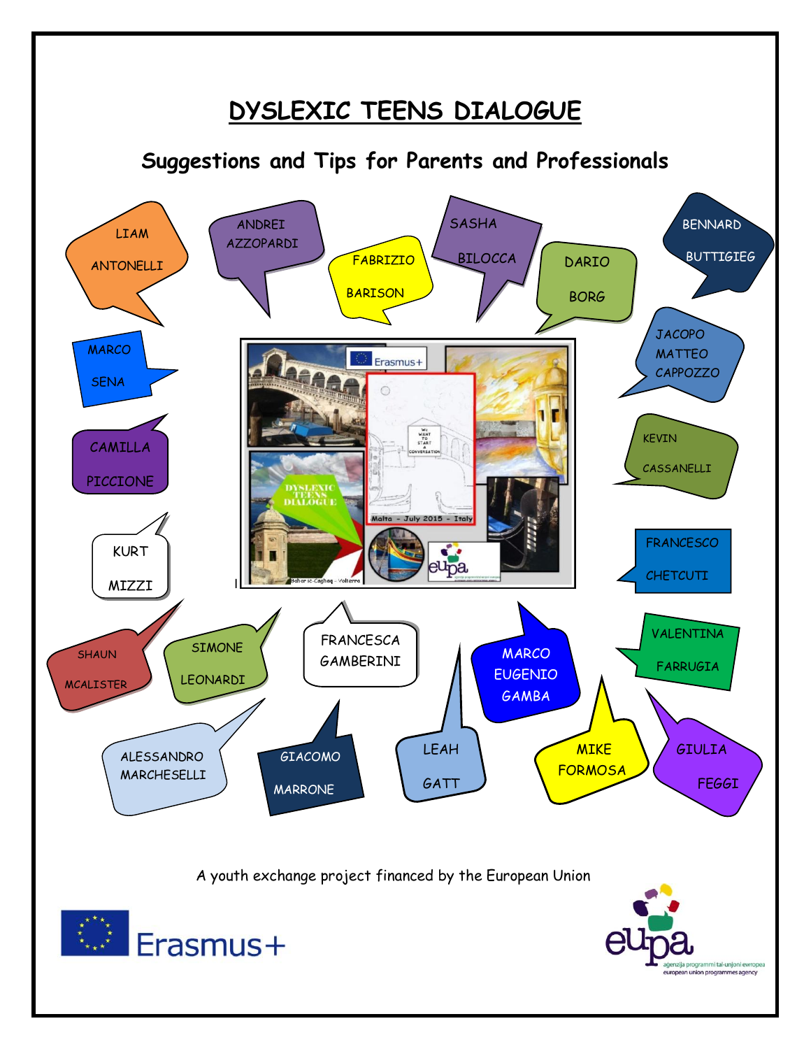# DYSLEXIC TEENS DIALOGUE

## Suggestions and Tips for Parents and Professionals

LIAM ANTONELLI

ANDREI AZZOPARDI

FABRIZIO BARISON

SASHA BILOCCA

DARIO BORG

BENNARD BUTTIGIEG

MARCO SENA

JACOPO MATTEO CAPPOZZO

CAMILLA PICCIONE

KEVIN CASSANELLI

KURT MIZZI

FRANCESCO CHETCUTI

SHAUN MCALISTER

SIMONE LEONARDI

FRANCESCA GAMBERINI

MARCO EUGENIO GAMBA

VALENTINA FARRUGIA

ALESSANDRO MARCHESELLI

GIACOMO MARRONE

LEAH GATT

MIKE FORMOSA

GIULIA FEGGI

A youth exchange project financed by the European Union

Erasmus+

eupa
agenzija programmi tal-unjoni ewropea
european union programmes agency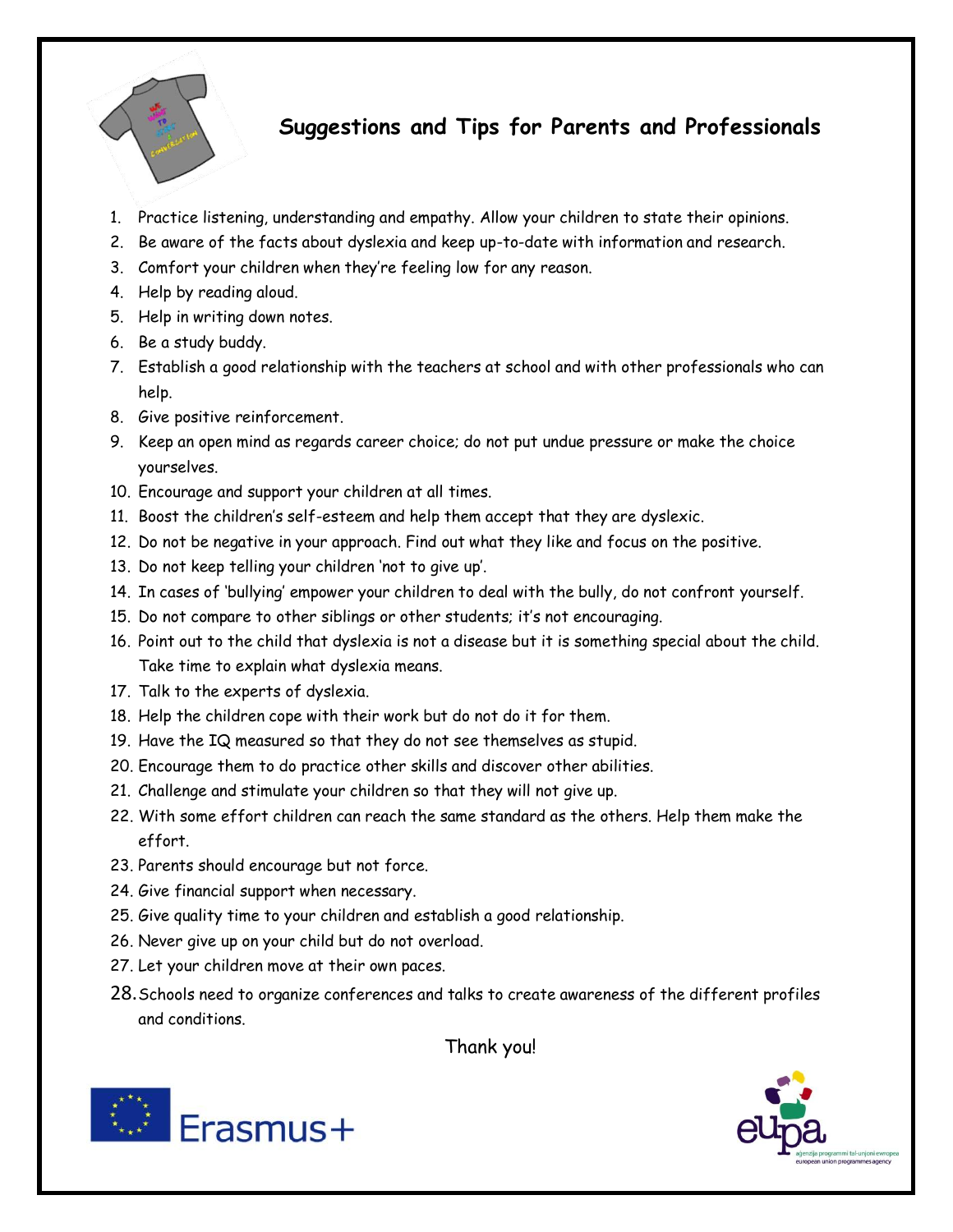## Suggestions and Tips for Parents and Professionals

1. Practice listening, understanding and empathy. Allow your children to state their opinions.
2. Be aware of the facts about dyslexia and keep up-to-date with information and research.
3. Comfort your children when they're feeling low for any reason.
4. Help by reading aloud.
5. Help in writing down notes.
6. Be a study buddy.
7. Establish a good relationship with the teachers at school and with other professionals who can help.
8. Give positive reinforcement.
9. Keep an open mind as regards career choice; do not put undue pressure or make the choice yourselves.
10. Encourage and support your children at all times.
11. Boost the children's self-esteem and help them accept that they are dyslexic.
12. Do not be negative in your approach. Find out what they like and focus on the positive.
13. Do not keep telling your children 'not to give up'.
14. In cases of 'bullying' empower your children to deal with the bully, do not confront yourself.
15. Do not compare to other siblings or other students; it's not encouraging.
16. Point out to the child that dyslexia is not a disease but it is something special about the child. Take time to explain what dyslexia means.
17. Talk to the experts of dyslexia.
18. Help the children cope with their work but do not do it for them.
19. Have the IQ measured so that they do not see themselves as stupid.
20. Encourage them to do practice other skills and discover other abilities.
21. Challenge and stimulate your children so that they will not give up.
22. With some effort children can reach the same standard as the others. Help them make the effort.
23. Parents should encourage but not force.
24. Give financial support when necessary.
25. Give quality time to your children and establish a good relationship.
26. Never give up on your child but do not overload.
27. Let your children move at their own paces.
28. Schools need to organize conferences and talks to create awareness of the different profiles and conditions.

Thank you!

Erasmus+

eupa
aġenzija programmi tal-unjoni ewropea
european union programmes agency